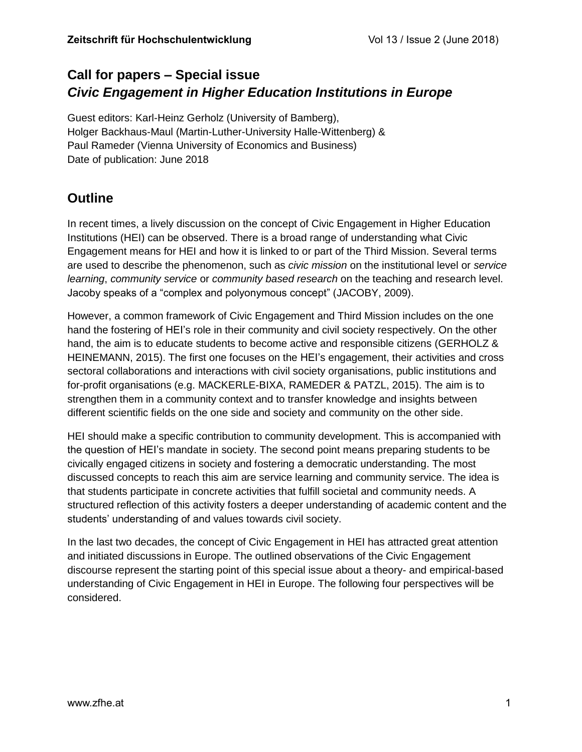## Call for papers – Special issue
## *Civic Engagement in Higher Education Institutions in Europe*

Guest editors: Karl-Heinz Gerholz (University of Bamberg),
Holger Backhaus-Maul (Martin-Luther-University Halle-Wittenberg) &
Paul Rameder (Vienna University of Economics and Business)
Date of publication: June 2018

## Outline

In recent times, a lively discussion on the concept of Civic Engagement in Higher Education Institutions (HEI) can be observed. There is a broad range of understanding what Civic Engagement means for HEI and how it is linked to or part of the Third Mission. Several terms are used to describe the phenomenon, such as *civic mission* on the institutional level or *service learning*, *community service* or *community based research* on the teaching and research level. Jacoby speaks of a "complex and polyonymous concept" (JACOBY, 2009).

However, a common framework of Civic Engagement and Third Mission includes on the one hand the fostering of HEI's role in their community and civil society respectively. On the other hand, the aim is to educate students to become active and responsible citizens (GERHOLZ & HEINEMANN, 2015). The first one focuses on the HEI's engagement, their activities and cross sectoral collaborations and interactions with civil society organisations, public institutions and for-profit organisations (e.g. MACKERLE-BIXA, RAMEDER & PATZL, 2015). The aim is to strengthen them in a community context and to transfer knowledge and insights between different scientific fields on the one side and society and community on the other side.

HEI should make a specific contribution to community development. This is accompanied with the question of HEI's mandate in society. The second point means preparing students to be civically engaged citizens in society and fostering a democratic understanding. The most discussed concepts to reach this aim are service learning and community service. The idea is that students participate in concrete activities that fulfill societal and community needs. A structured reflection of this activity fosters a deeper understanding of academic content and the students' understanding of and values towards civil society.

In the last two decades, the concept of Civic Engagement in HEI has attracted great attention and initiated discussions in Europe. The outlined observations of the Civic Engagement discourse represent the starting point of this special issue about a theory- and empirical-based understanding of Civic Engagement in HEI in Europe. The following four perspectives will be considered.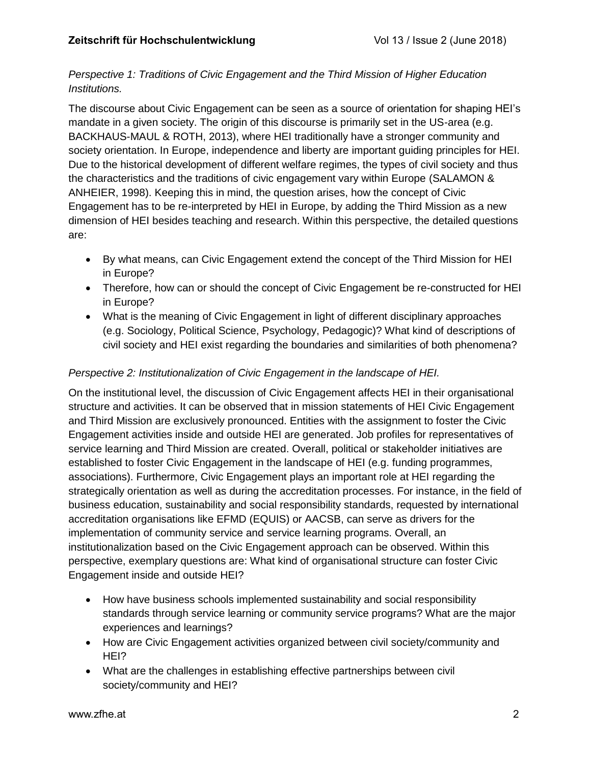*Perspective 1: Traditions of Civic Engagement and the Third Mission of Higher Education Institutions.*

The discourse about Civic Engagement can be seen as a source of orientation for shaping HEI's mandate in a given society. The origin of this discourse is primarily set in the US-area (e.g. BACKHAUS-MAUL & ROTH, 2013), where HEI traditionally have a stronger community and society orientation. In Europe, independence and liberty are important guiding principles for HEI. Due to the historical development of different welfare regimes, the types of civil society and thus the characteristics and the traditions of civic engagement vary within Europe (SALAMON & ANHEIER, 1998). Keeping this in mind, the question arises, how the concept of Civic Engagement has to be re-interpreted by HEI in Europe, by adding the Third Mission as a new dimension of HEI besides teaching and research. Within this perspective, the detailed questions are:

- By what means, can Civic Engagement extend the concept of the Third Mission for HEI in Europe?
- Therefore, how can or should the concept of Civic Engagement be re-constructed for HEI in Europe?
- What is the meaning of Civic Engagement in light of different disciplinary approaches (e.g. Sociology, Political Science, Psychology, Pedagogic)? What kind of descriptions of civil society and HEI exist regarding the boundaries and similarities of both phenomena?

*Perspective 2: Institutionalization of Civic Engagement in the landscape of HEI.*

On the institutional level, the discussion of Civic Engagement affects HEI in their organisational structure and activities. It can be observed that in mission statements of HEI Civic Engagement and Third Mission are exclusively pronounced. Entities with the assignment to foster the Civic Engagement activities inside and outside HEI are generated. Job profiles for representatives of service learning and Third Mission are created. Overall, political or stakeholder initiatives are established to foster Civic Engagement in the landscape of HEI (e.g. funding programmes, associations). Furthermore, Civic Engagement plays an important role at HEI regarding the strategically orientation as well as during the accreditation processes. For instance, in the field of business education, sustainability and social responsibility standards, requested by international accreditation organisations like EFMD (EQUIS) or AACSB, can serve as drivers for the implementation of community service and service learning programs. Overall, an institutionalization based on the Civic Engagement approach can be observed. Within this perspective, exemplary questions are: What kind of organisational structure can foster Civic Engagement inside and outside HEI?

- How have business schools implemented sustainability and social responsibility standards through service learning or community service programs? What are the major experiences and learnings?
- How are Civic Engagement activities organized between civil society/community and HEI?
- What are the challenges in establishing effective partnerships between civil society/community and HEI?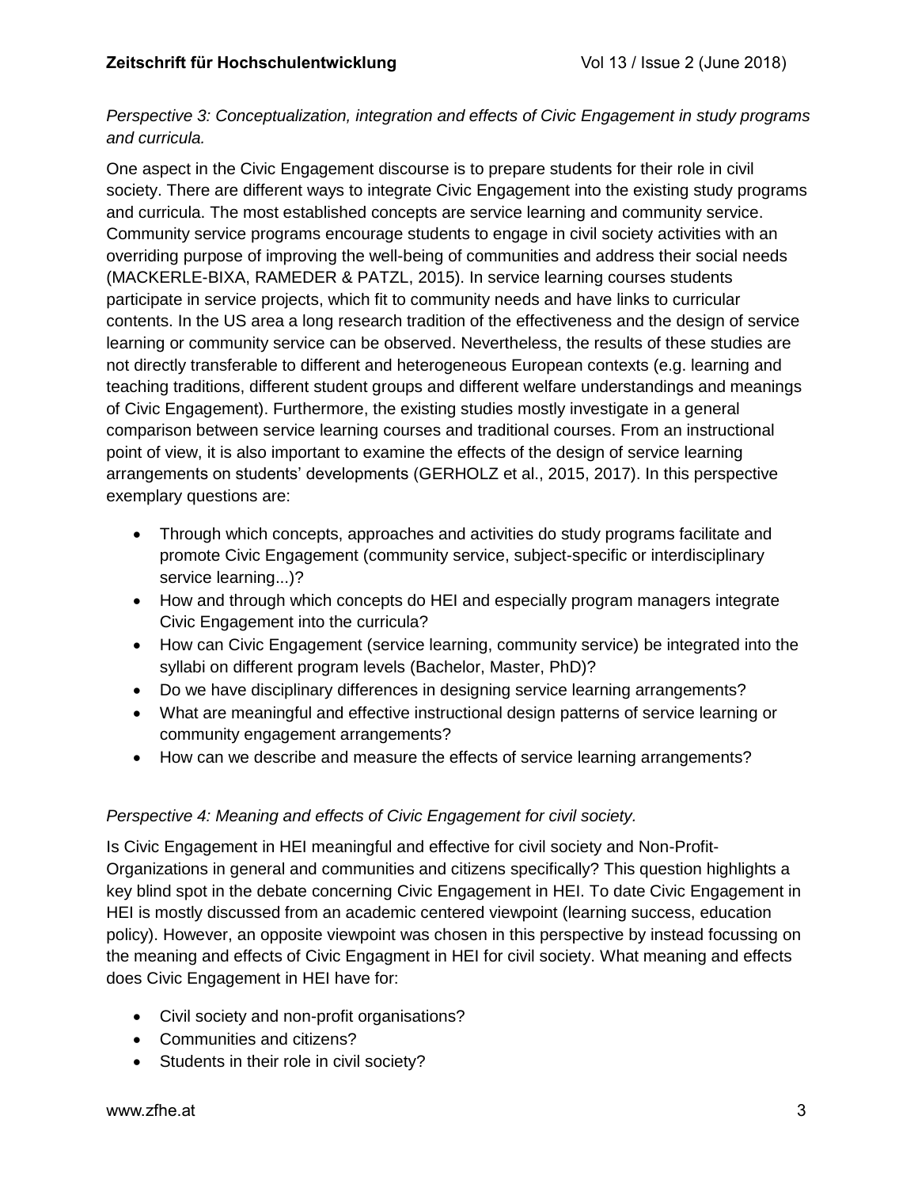*Perspective 3: Conceptualization, integration and effects of Civic Engagement in study programs and curricula.*

One aspect in the Civic Engagement discourse is to prepare students for their role in civil society. There are different ways to integrate Civic Engagement into the existing study programs and curricula. The most established concepts are service learning and community service. Community service programs encourage students to engage in civil society activities with an overriding purpose of improving the well-being of communities and address their social needs (MACKERLE-BIXA, RAMEDER & PATZL, 2015). In service learning courses students participate in service projects, which fit to community needs and have links to curricular contents. In the US area a long research tradition of the effectiveness and the design of service learning or community service can be observed. Nevertheless, the results of these studies are not directly transferable to different and heterogeneous European contexts (e.g. learning and teaching traditions, different student groups and different welfare understandings and meanings of Civic Engagement). Furthermore, the existing studies mostly investigate in a general comparison between service learning courses and traditional courses. From an instructional point of view, it is also important to examine the effects of the design of service learning arrangements on students' developments (GERHOLZ et al., 2015, 2017). In this perspective exemplary questions are:

- Through which concepts, approaches and activities do study programs facilitate and promote Civic Engagement (community service, subject-specific or interdisciplinary service learning...)?
- How and through which concepts do HEI and especially program managers integrate Civic Engagement into the curricula?
- How can Civic Engagement (service learning, community service) be integrated into the syllabi on different program levels (Bachelor, Master, PhD)?
- Do we have disciplinary differences in designing service learning arrangements?
- What are meaningful and effective instructional design patterns of service learning or community engagement arrangements?
- How can we describe and measure the effects of service learning arrangements?

*Perspective 4: Meaning and effects of Civic Engagement for civil society.*

Is Civic Engagement in HEI meaningful and effective for civil society and Non-Profit-Organizations in general and communities and citizens specifically? This question highlights a key blind spot in the debate concerning Civic Engagement in HEI. To date Civic Engagement in HEI is mostly discussed from an academic centered viewpoint (learning success, education policy). However, an opposite viewpoint was chosen in this perspective by instead focussing on the meaning and effects of Civic Engagment in HEI for civil society. What meaning and effects does Civic Engagement in HEI have for:

- Civil society and non-profit organisations?
- Communities and citizens?
- Students in their role in civil society?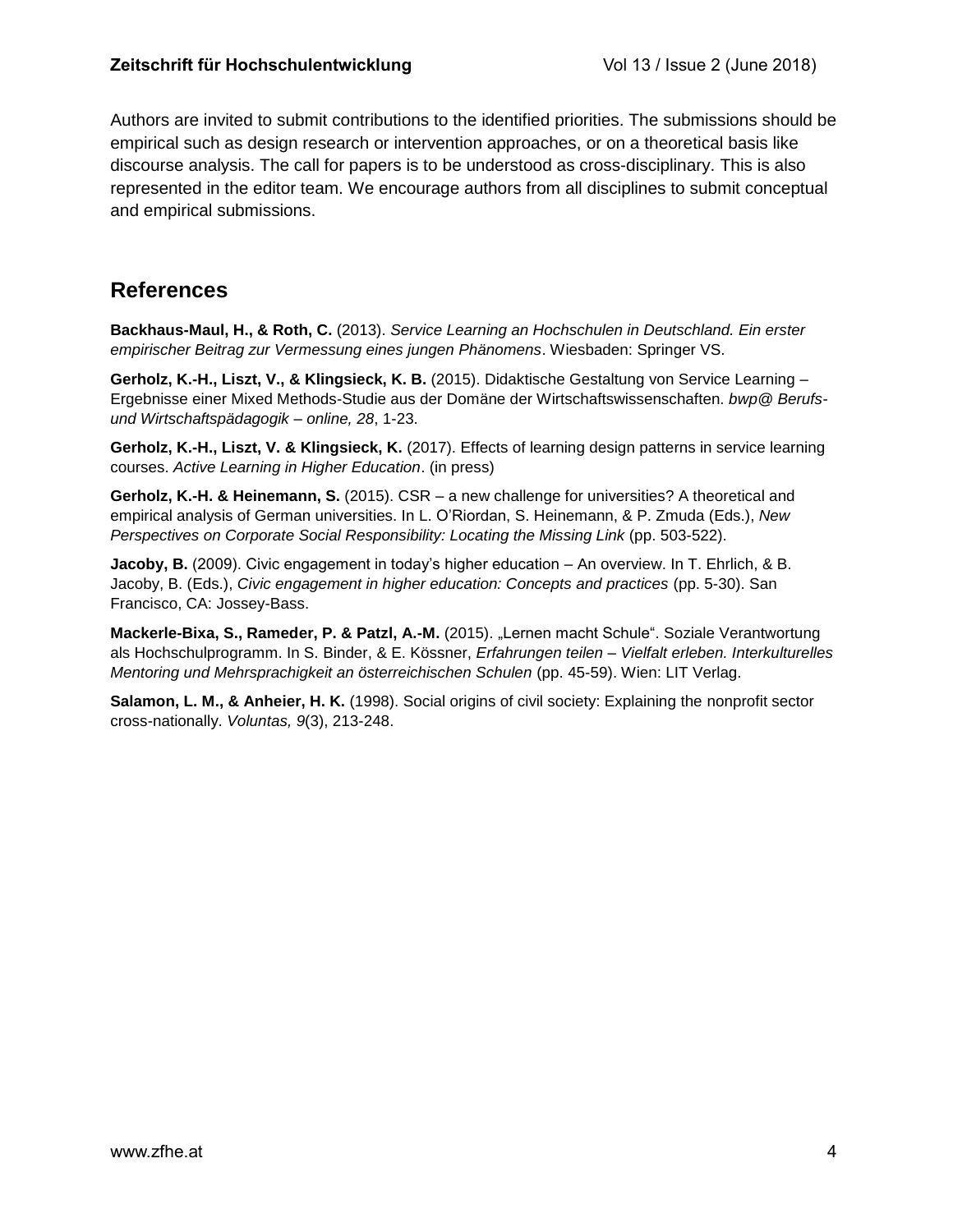Authors are invited to submit contributions to the identified priorities. The submissions should be empirical such as design research or intervention approaches, or on a theoretical basis like discourse analysis. The call for papers is to be understood as cross-disciplinary. This is also represented in the editor team. We encourage authors from all disciplines to submit conceptual and empirical submissions.

## References

**Backhaus-Maul, H., & Roth, C.** (2013). *Service Learning an Hochschulen in Deutschland. Ein erster empirischer Beitrag zur Vermessung eines jungen Phänomens*. Wiesbaden: Springer VS.

**Gerholz, K.-H., Liszt, V., & Klingsieck, K. B.** (2015). Didaktische Gestaltung von Service Learning – Ergebnisse einer Mixed Methods-Studie aus der Domäne der Wirtschaftswissenschaften. *bwp@ Berufs- und Wirtschaftspädagogik – online, 28*, 1-23.

**Gerholz, K.-H., Liszt, V. & Klingsieck, K.** (2017). Effects of learning design patterns in service learning courses. *Active Learning in Higher Education*. (in press)

**Gerholz, K.-H. & Heinemann, S.** (2015). CSR – a new challenge for universities? A theoretical and empirical analysis of German universities. In L. O'Riordan, S. Heinemann, & P. Zmuda (Eds.), *New Perspectives on Corporate Social Responsibility: Locating the Missing Link* (pp. 503-522).

**Jacoby, B.** (2009). Civic engagement in today's higher education – An overview. In T. Ehrlich, & B. Jacoby, B. (Eds.), *Civic engagement in higher education: Concepts and practices* (pp. 5-30). San Francisco, CA: Jossey-Bass.

**Mackerle-Bixa, S., Rameder, P. & Patzl, A.-M.** (2015). „Lernen macht Schule". Soziale Verantwortung als Hochschulprogramm. In S. Binder, & E. Kössner, *Erfahrungen teilen – Vielfalt erleben. Interkulturelles Mentoring und Mehrsprachigkeit an österreichischen Schulen* (pp. 45-59). Wien: LIT Verlag.

**Salamon, L. M., & Anheier, H. K.** (1998). Social origins of civil society: Explaining the nonprofit sector cross-nationally. *Voluntas, 9*(3), 213-248.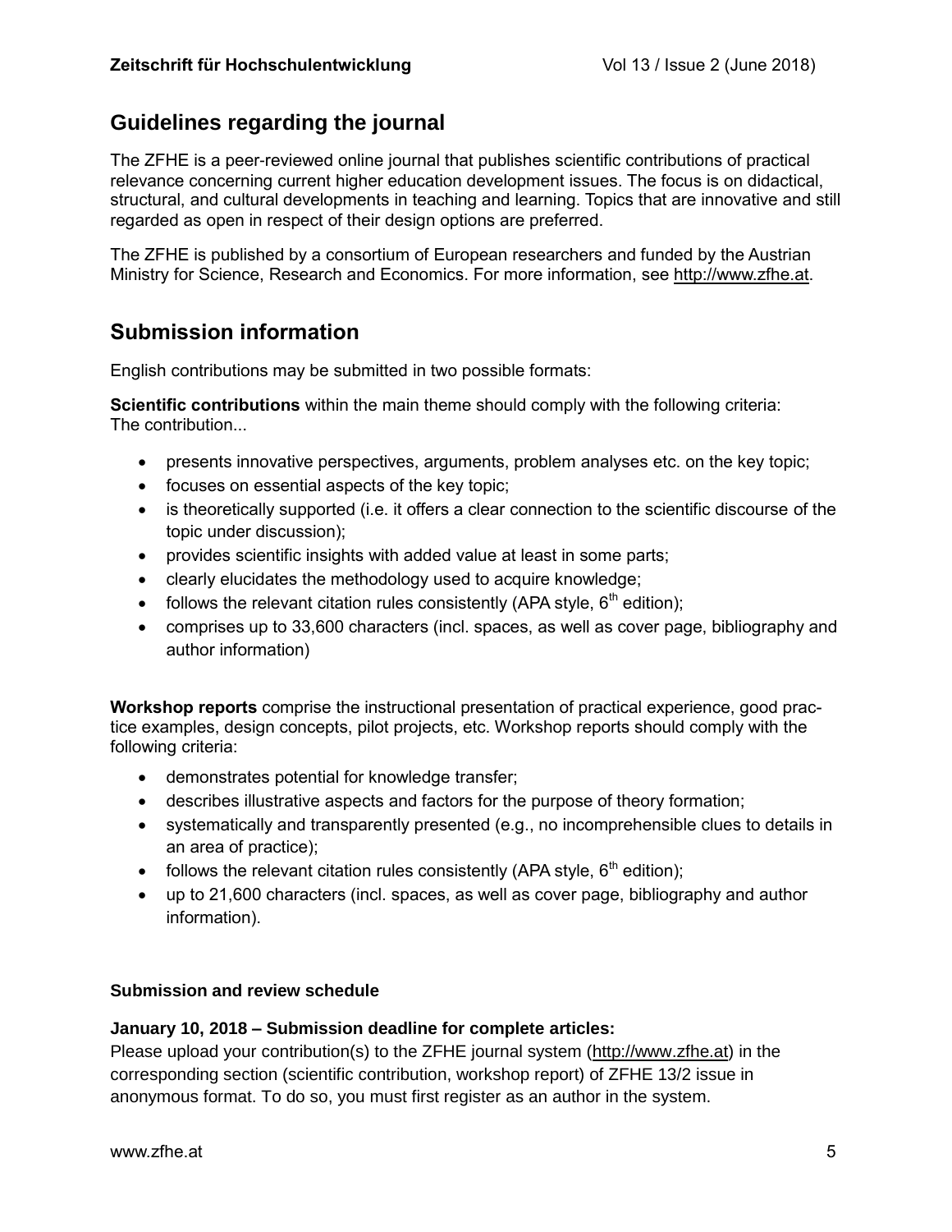## Guidelines regarding the journal

The ZFHE is a peer-reviewed online journal that publishes scientific contributions of practical relevance concerning current higher education development issues. The focus is on didactical, structural, and cultural developments in teaching and learning. Topics that are innovative and still regarded as open in respect of their design options are preferred.

The ZFHE is published by a consortium of European researchers and funded by the Austrian Ministry for Science, Research and Economics. For more information, see http://www.zfhe.at.

## Submission information

English contributions may be submitted in two possible formats:

**Scientific contributions** within the main theme should comply with the following criteria:
The contribution...

- presents innovative perspectives, arguments, problem analyses etc. on the key topic;
- focuses on essential aspects of the key topic;
- is theoretically supported (i.e. it offers a clear connection to the scientific discourse of the topic under discussion);
- provides scientific insights with added value at least in some parts;
- clearly elucidates the methodology used to acquire knowledge;
- follows the relevant citation rules consistently (APA style, 6th edition);
- comprises up to 33,600 characters (incl. spaces, as well as cover page, bibliography and author information)

**Workshop reports** comprise the instructional presentation of practical experience, good practice examples, design concepts, pilot projects, etc. Workshop reports should comply with the following criteria:

- demonstrates potential for knowledge transfer;
- describes illustrative aspects and factors for the purpose of theory formation;
- systematically and transparently presented (e.g., no incomprehensible clues to details in an area of practice);
- follows the relevant citation rules consistently (APA style, 6th edition);
- up to 21,600 characters (incl. spaces, as well as cover page, bibliography and author information).

### Submission and review schedule

**January 10, 2018 – Submission deadline for complete articles:**
Please upload your contribution(s) to the ZFHE journal system (http://www.zfhe.at) in the corresponding section (scientific contribution, workshop report) of ZFHE 13/2 issue in anonymous format. To do so, you must first register as an author in the system.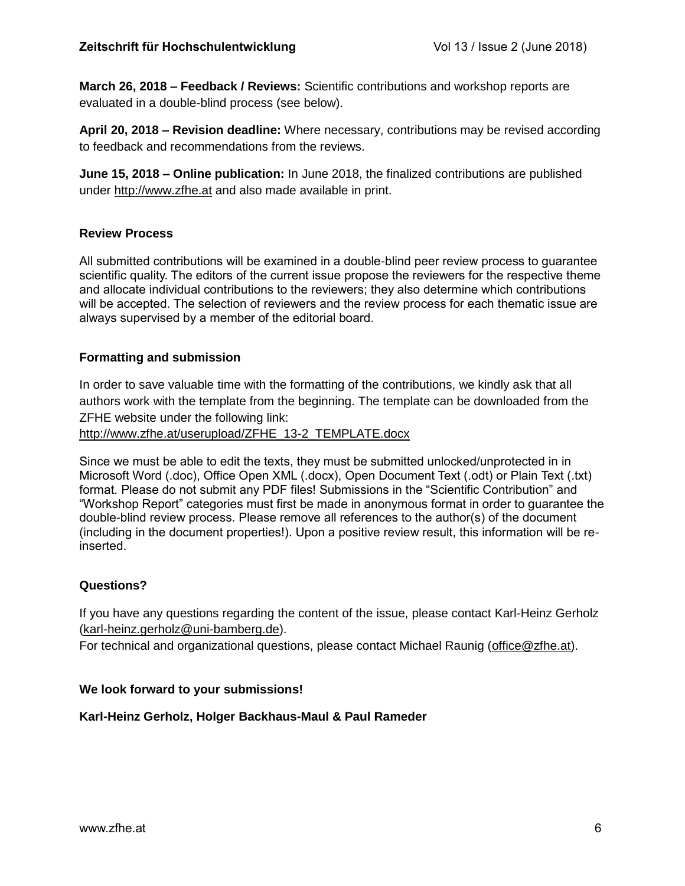**March 26, 2018 – Feedback / Reviews:** Scientific contributions and workshop reports are evaluated in a double-blind process (see below).

**April 20, 2018 – Revision deadline:** Where necessary, contributions may be revised according to feedback and recommendations from the reviews.

**June 15, 2018 – Online publication:** In June 2018, the finalized contributions are published under http://www.zfhe.at and also made available in print.

### Review Process

All submitted contributions will be examined in a double-blind peer review process to guarantee scientific quality. The editors of the current issue propose the reviewers for the respective theme and allocate individual contributions to the reviewers; they also determine which contributions will be accepted. The selection of reviewers and the review process for each thematic issue are always supervised by a member of the editorial board.

### Formatting and submission

In order to save valuable time with the formatting of the contributions, we kindly ask that all authors work with the template from the beginning. The template can be downloaded from the ZFHE website under the following link:
http://www.zfhe.at/userupload/ZFHE_13-2_TEMPLATE.docx

Since we must be able to edit the texts, they must be submitted unlocked/unprotected in in Microsoft Word (.doc), Office Open XML (.docx), Open Document Text (.odt) or Plain Text (.txt) format. Please do not submit any PDF files! Submissions in the "Scientific Contribution" and "Workshop Report" categories must first be made in anonymous format in order to guarantee the double-blind review process. Please remove all references to the author(s) of the document (including in the document properties!). Upon a positive review result, this information will be re-inserted.

### Questions?

If you have any questions regarding the content of the issue, please contact Karl-Heinz Gerholz (karl-heinz.gerholz@uni-bamberg.de).
For technical and organizational questions, please contact Michael Raunig (office@zfhe.at).

**We look forward to your submissions!**

**Karl-Heinz Gerholz, Holger Backhaus-Maul & Paul Rameder**